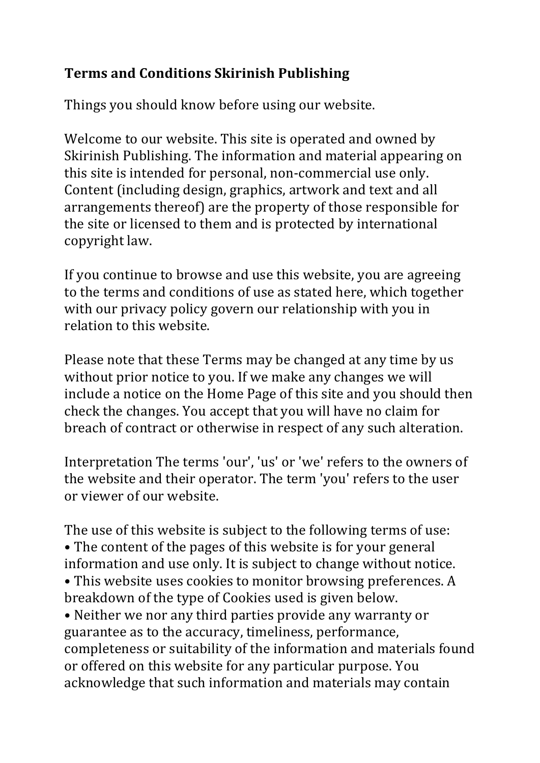**Terms and Conditions Skirinish Publishing**

Things you should know before using our website.

Welcome to our website. This site is operated and owned by Skirinish Publishing. The information and material appearing on this site is intended for personal, non-commercial use only. Content (including design, graphics, artwork and text and all arrangements thereof) are the property of those responsible for the site or licensed to them and is protected by international copyright law.

If you continue to browse and use this website, you are agreeing to the terms and conditions of use as stated here, which together with our privacy policy govern our relationship with you in relation to this website.

Please note that these Terms may be changed at any time by us without prior notice to you. If we make any changes we will include a notice on the Home Page of this site and you should then check the changes. You accept that you will have no claim for breach of contract or otherwise in respect of any such alteration.

Interpretation The terms 'our', 'us' or 'we' refers to the owners of the website and their operator. The term 'you' refers to the user or viewer of our website.

The use of this website is subject to the following terms of use:

- The content of the pages of this website is for your general information and use only. It is subject to change without notice.
- This website uses cookies to monitor browsing preferences. A breakdown of the type of Cookies used is given below.
- Neither we nor any third parties provide any warranty or guarantee as to the accuracy, timeliness, performance, completeness or suitability of the information and materials found or offered on this website for any particular purpose. You acknowledge that such information and materials may contain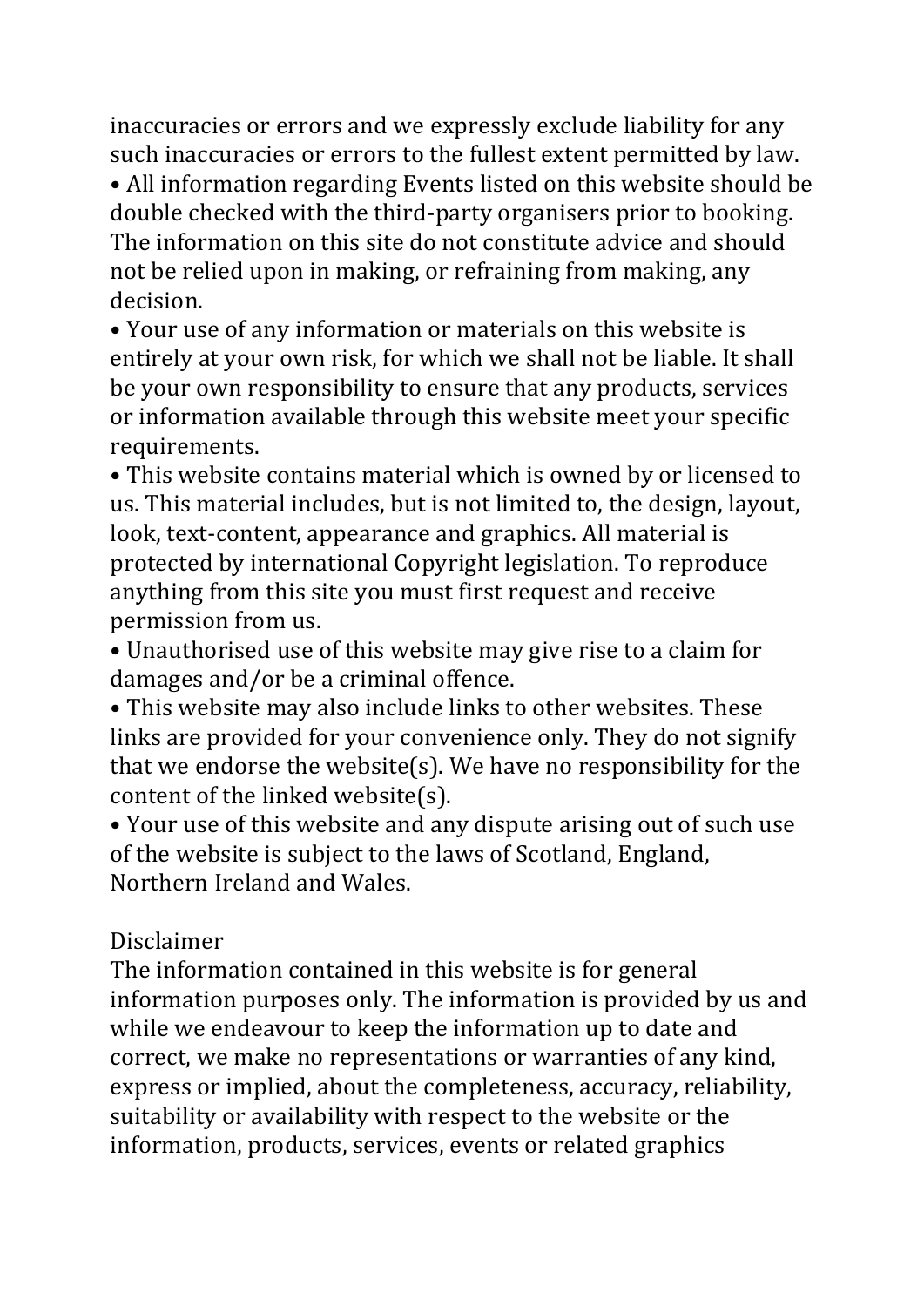inaccuracies or errors and we expressly exclude liability for any such inaccuracies or errors to the fullest extent permitted by law.

- All information regarding Events listed on this website should be double checked with the third-party organisers prior to booking. The information on this site do not constitute advice and should not be relied upon in making, or refraining from making, any decision.
- Your use of any information or materials on this website is entirely at your own risk, for which we shall not be liable. It shall be your own responsibility to ensure that any products, services or information available through this website meet your specific requirements.
- This website contains material which is owned by or licensed to us. This material includes, but is not limited to, the design, layout, look, text-content, appearance and graphics. All material is protected by international Copyright legislation. To reproduce anything from this site you must first request and receive permission from us.
- Unauthorised use of this website may give rise to a claim for damages and/or be a criminal offence.
- This website may also include links to other websites. These links are provided for your convenience only. They do not signify that we endorse the website(s). We have no responsibility for the content of the linked website(s).
- Your use of this website and any dispute arising out of such use of the website is subject to the laws of Scotland, England, Northern Ireland and Wales.

## Disclaimer

The information contained in this website is for general information purposes only. The information is provided by us and while we endeavour to keep the information up to date and correct, we make no representations or warranties of any kind, express or implied, about the completeness, accuracy, reliability, suitability or availability with respect to the website or the information, products, services, events or related graphics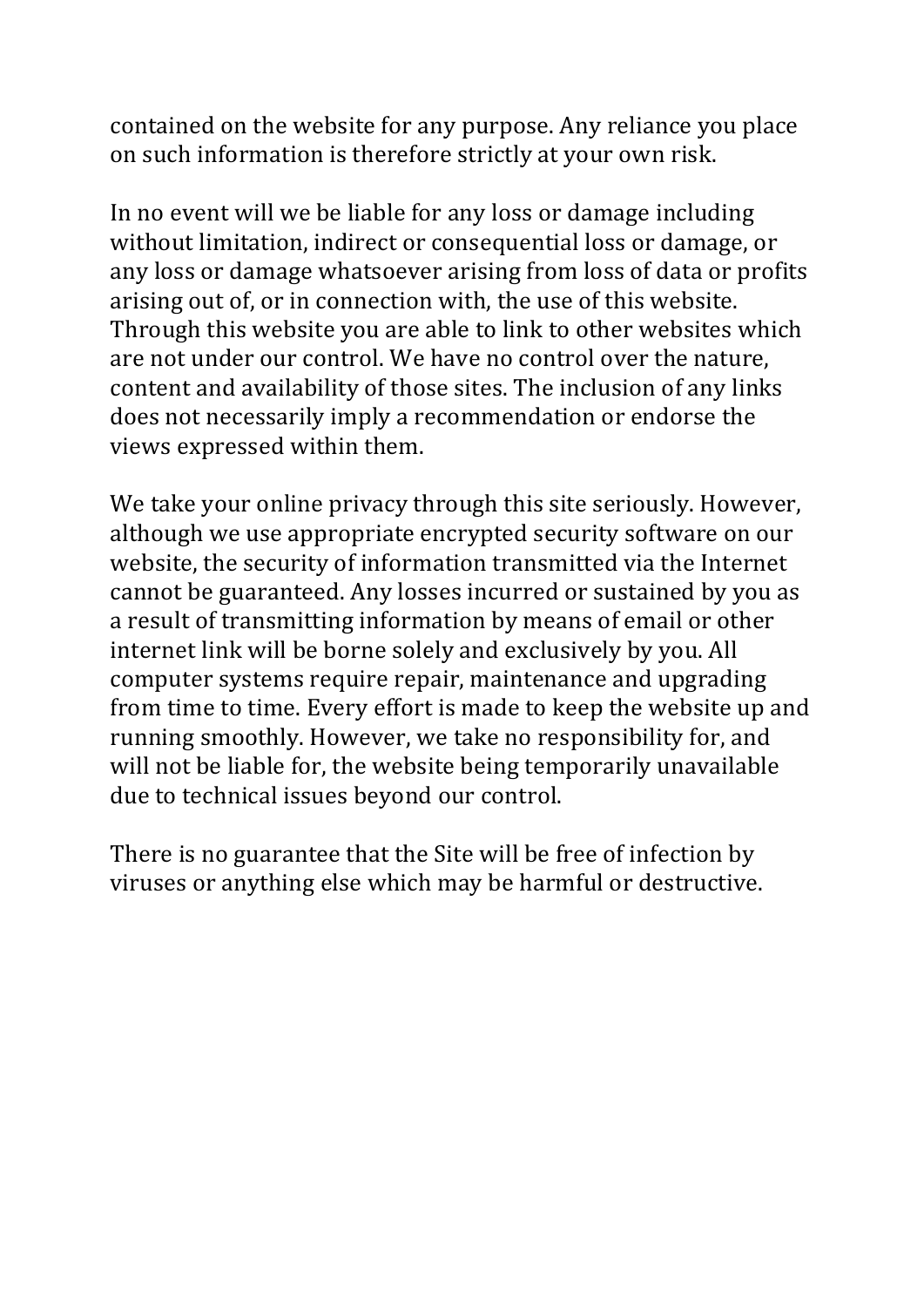contained on the website for any purpose. Any reliance you place on such information is therefore strictly at your own risk.

In no event will we be liable for any loss or damage including without limitation, indirect or consequential loss or damage, or any loss or damage whatsoever arising from loss of data or profits arising out of, or in connection with, the use of this website. Through this website you are able to link to other websites which are not under our control. We have no control over the nature, content and availability of those sites. The inclusion of any links does not necessarily imply a recommendation or endorse the views expressed within them.

We take your online privacy through this site seriously. However, although we use appropriate encrypted security software on our website, the security of information transmitted via the Internet cannot be guaranteed. Any losses incurred or sustained by you as a result of transmitting information by means of email or other internet link will be borne solely and exclusively by you. All computer systems require repair, maintenance and upgrading from time to time. Every effort is made to keep the website up and running smoothly. However, we take no responsibility for, and will not be liable for, the website being temporarily unavailable due to technical issues beyond our control.

There is no guarantee that the Site will be free of infection by viruses or anything else which may be harmful or destructive.